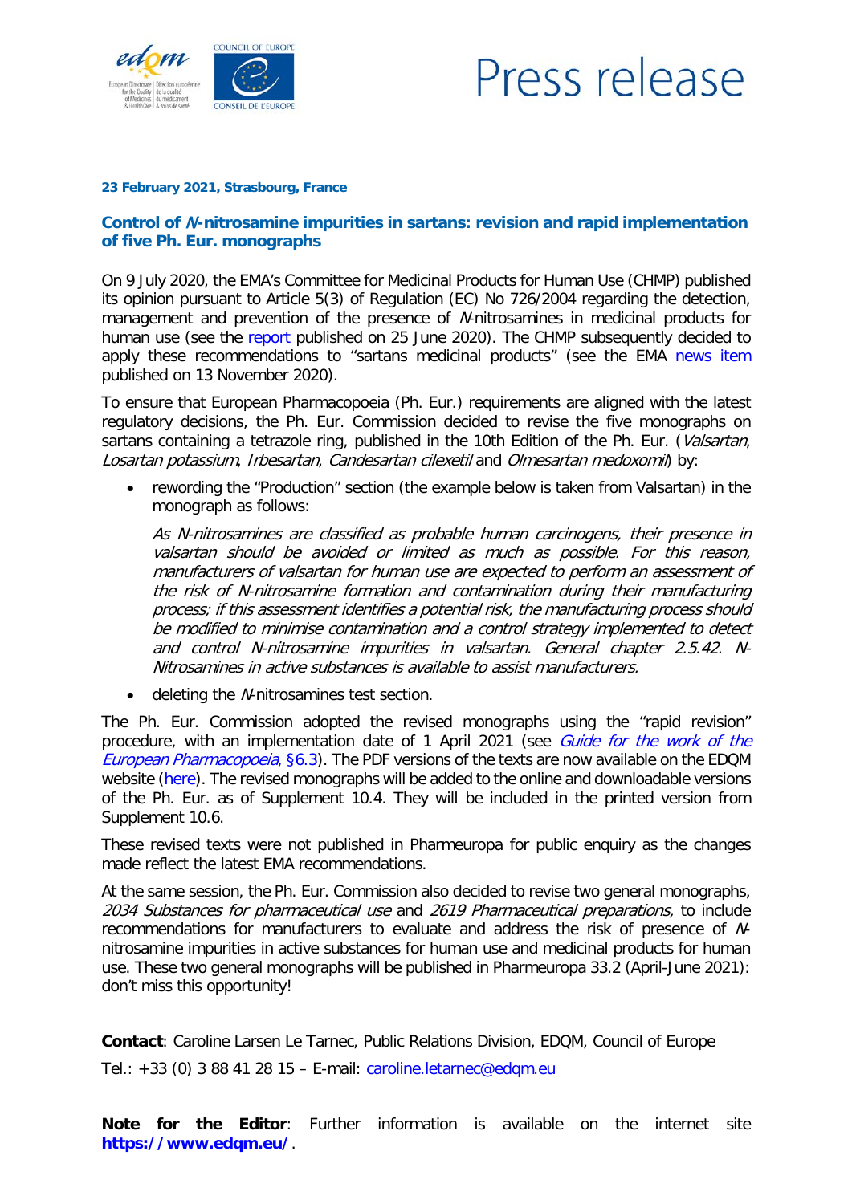Press release

**23 February 2021, Strasbourg, France**

## Control of *N*-nitrosamine impurities in sartans: revision and rapid implementation of five Ph. Eur. monographs

On 9 July 2020, the EMA's Committee for Medicinal Products for Human Use (CHMP) published its opinion pursuant to Article 5(3) of Regulation (EC) No 726/2004 regarding the detection, management and prevention of the presence of *N*-nitrosamines in medicinal products for human use (see the report published on 25 June 2020). The CHMP subsequently decided to apply these recommendations to "sartans medicinal products" (see the EMA news item published on 13 November 2020).

To ensure that European Pharmacopoeia (Ph. Eur.) requirements are aligned with the latest regulatory decisions, the Ph. Eur. Commission decided to revise the five monographs on sartans containing a tetrazole ring, published in the 10th Edition of the Ph. Eur. (*Valsartan*, *Losartan potassium*, *Irbesartan*, *Candesartan cilexetil* and *Olmesartan medoxomil*) by:

- rewording the "Production" section (the example below is taken from Valsartan) in the monograph as follows:

  *As N-nitrosamines are classified as probable human carcinogens, their presence in valsartan should be avoided or limited as much as possible. For this reason, manufacturers of valsartan for human use are expected to perform an assessment of the risk of N-nitrosamine formation and contamination during their manufacturing process; if this assessment identifies a potential risk, the manufacturing process should be modified to minimise contamination and a control strategy implemented to detect and control N-nitrosamine impurities in valsartan. General chapter 2.5.42. N-Nitrosamines in active substances is available to assist manufacturers.*

- deleting the *N*-nitrosamines test section.

The Ph. Eur. Commission adopted the revised monographs using the "rapid revision" procedure, with an implementation date of 1 April 2021 (see *Guide for the work of the European Pharmacopoeia*, §6.3). The PDF versions of the texts are now available on the EDQM website (here). The revised monographs will be added to the online and downloadable versions of the Ph. Eur. as of Supplement 10.4. They will be included in the printed version from Supplement 10.6.

These revised texts were not published in Pharmeuropa for public enquiry as the changes made reflect the latest EMA recommendations.

At the same session, the Ph. Eur. Commission also decided to revise two general monographs, *2034 Substances for pharmaceutical use* and *2619 Pharmaceutical preparations,* to include recommendations for manufacturers to evaluate and address the risk of presence of *N*-nitrosamine impurities in active substances for human use and medicinal products for human use. These two general monographs will be published in Pharmeuropa 33.2 (April-June 2021): don't miss this opportunity!

**Contact**: Caroline Larsen Le Tarnec, Public Relations Division, EDQM, Council of Europe

Tel.: +33 (0) 3 88 41 28 15 – E-mail: caroline.letarnec@edqm.eu

**Note for the Editor**: Further information is available on the internet site **https://www.edqm.eu/**.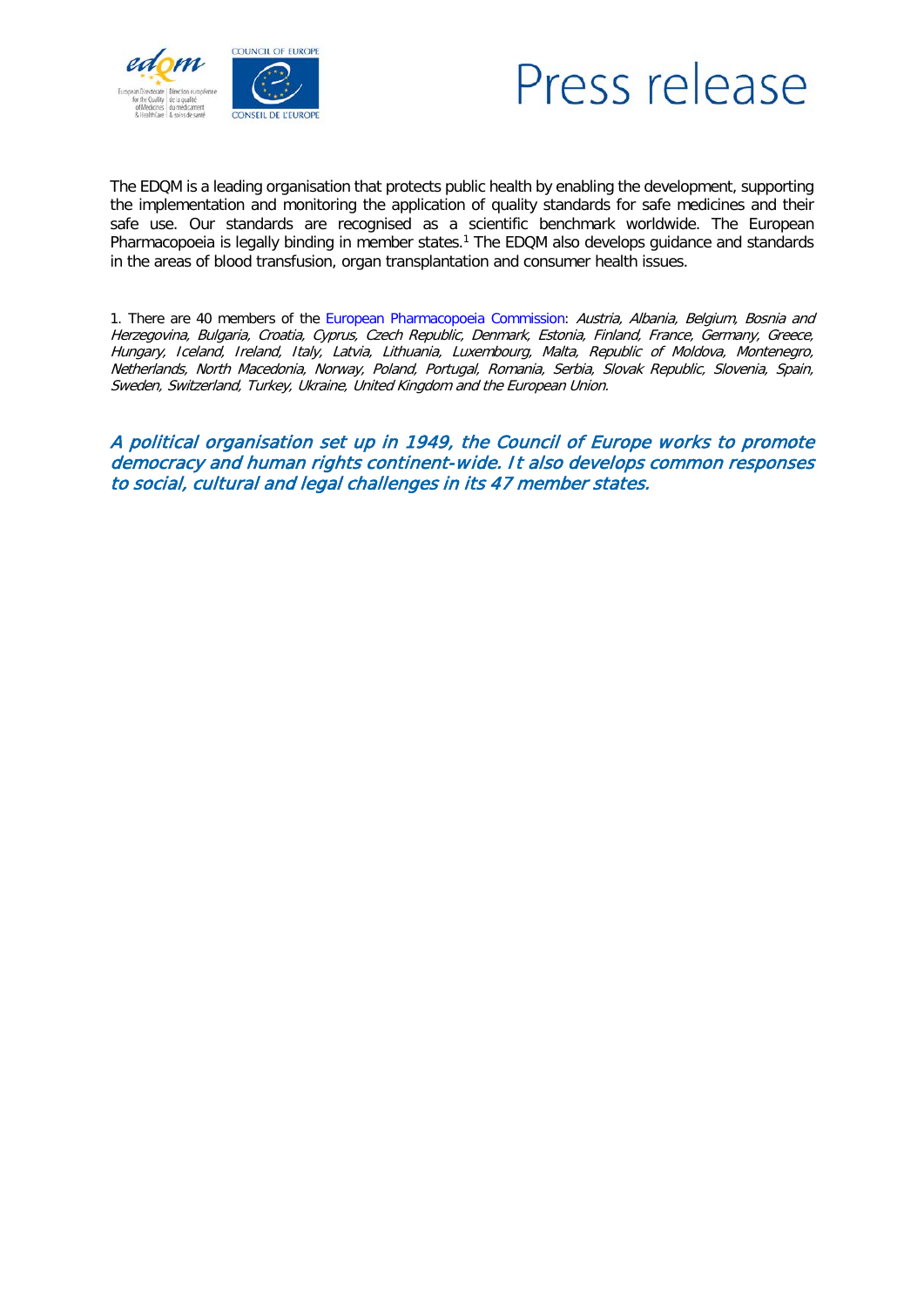The EDQM is a leading organisation that protects public health by enabling the development, supporting the implementation and monitoring the application of quality standards for safe medicines and their safe use. Our standards are recognised as a scientific benchmark worldwide. The European Pharmacopoeia is legally binding in member states.[1] The EDQM also develops guidance and standards in the areas of blood transfusion, organ transplantation and consumer health issues.

1. There are 40 members of the European Pharmacopoeia Commission: *Austria, Albania, Belgium, Bosnia and Herzegovina, Bulgaria, Croatia, Cyprus, Czech Republic, Denmark, Estonia, Finland, France, Germany, Greece, Hungary, Iceland, Ireland, Italy, Latvia, Lithuania, Luxembourg, Malta, Republic of Moldova, Montenegro, Netherlands, North Macedonia, Norway, Poland, Portugal, Romania, Serbia, Slovak Republic, Slovenia, Spain, Sweden, Switzerland, Turkey, Ukraine, United Kingdom and the European Union*.

*A political organisation set up in 1949, the Council of Europe works to promote democracy and human rights continent-wide. It also develops common responses to social, cultural and legal challenges in its 47 member states.*